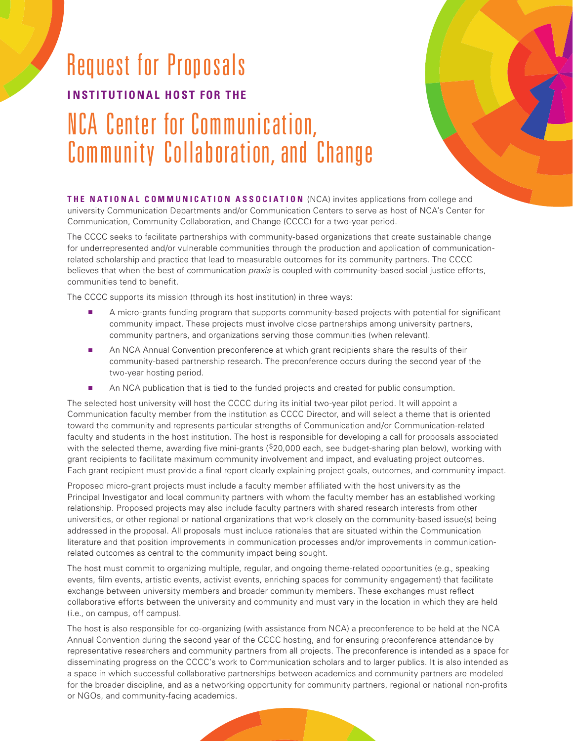# Request for Proposals

**INSTITUTIONAL HOST FOR THE**

# NCA Center for Communication, Community Collaboration, and Change

**THE NATIONAL COMMUNICATION ASSOCIATION** (NCA) invites applications from college and university Communication Departments and/or Communication Centers to serve as host of NCA's Center for Communication, Community Collaboration, and Change (CCCC) for a two-year period.

The CCCC seeks to facilitate partnerships with community-based organizations that create sustainable change for underrepresented and/or vulnerable communities through the production and application of communication-related scholarship and practice that lead to measurable outcomes for its community partners. The CCCC believes that when the best of communication *praxis* is coupled with community-based social justice efforts, communities tend to benefit.

The CCCC supports its mission (through its host institution) in three ways:

- A micro-grants funding program that supports community-based projects with potential for significant community impact. These projects must involve close partnerships among university partners, community partners, and organizations serving those communities (when relevant).
- An NCA Annual Convention preconference at which grant recipients share the results of their community-based partnership research. The preconference occurs during the second year of the two-year hosting period.
- An NCA publication that is tied to the funded projects and created for public consumption.

The selected host university will host the CCCC during its initial two-year pilot period. It will appoint a Communication faculty member from the institution as CCCC Director, and will select a theme that is oriented toward the community and represents particular strengths of Communication and/or Communication-related faculty and students in the host institution. The host is responsible for developing a call for proposals associated with the selected theme, awarding five mini-grants ($20,000 each, see budget-sharing plan below), working with grant recipients to facilitate maximum community involvement and impact, and evaluating project outcomes. Each grant recipient must provide a final report clearly explaining project goals, outcomes, and community impact.

Proposed micro-grant projects must include a faculty member affiliated with the host university as the Principal Investigator and local community partners with whom the faculty member has an established working relationship. Proposed projects may also include faculty partners with shared research interests from other universities, or other regional or national organizations that work closely on the community-based issue(s) being addressed in the proposal. All proposals must include rationales that are situated within the Communication literature and that position improvements in communication processes and/or improvements in communication-related outcomes as central to the community impact being sought.

The host must commit to organizing multiple, regular, and ongoing theme-related opportunities (e.g., speaking events, film events, artistic events, activist events, enriching spaces for community engagement) that facilitate exchange between university members and broader community members. These exchanges must reflect collaborative efforts between the university and community and must vary in the location in which they are held (i.e., on campus, off campus).

The host is also responsible for co-organizing (with assistance from NCA) a preconference to be held at the NCA Annual Convention during the second year of the CCCC hosting, and for ensuring preconference attendance by representative researchers and community partners from all projects. The preconference is intended as a space for disseminating progress on the CCCC's work to Communication scholars and to larger publics. It is also intended as a space in which successful collaborative partnerships between academics and community partners are modeled for the broader discipline, and as a networking opportunity for community partners, regional or national non-profits or NGOs, and community-facing academics.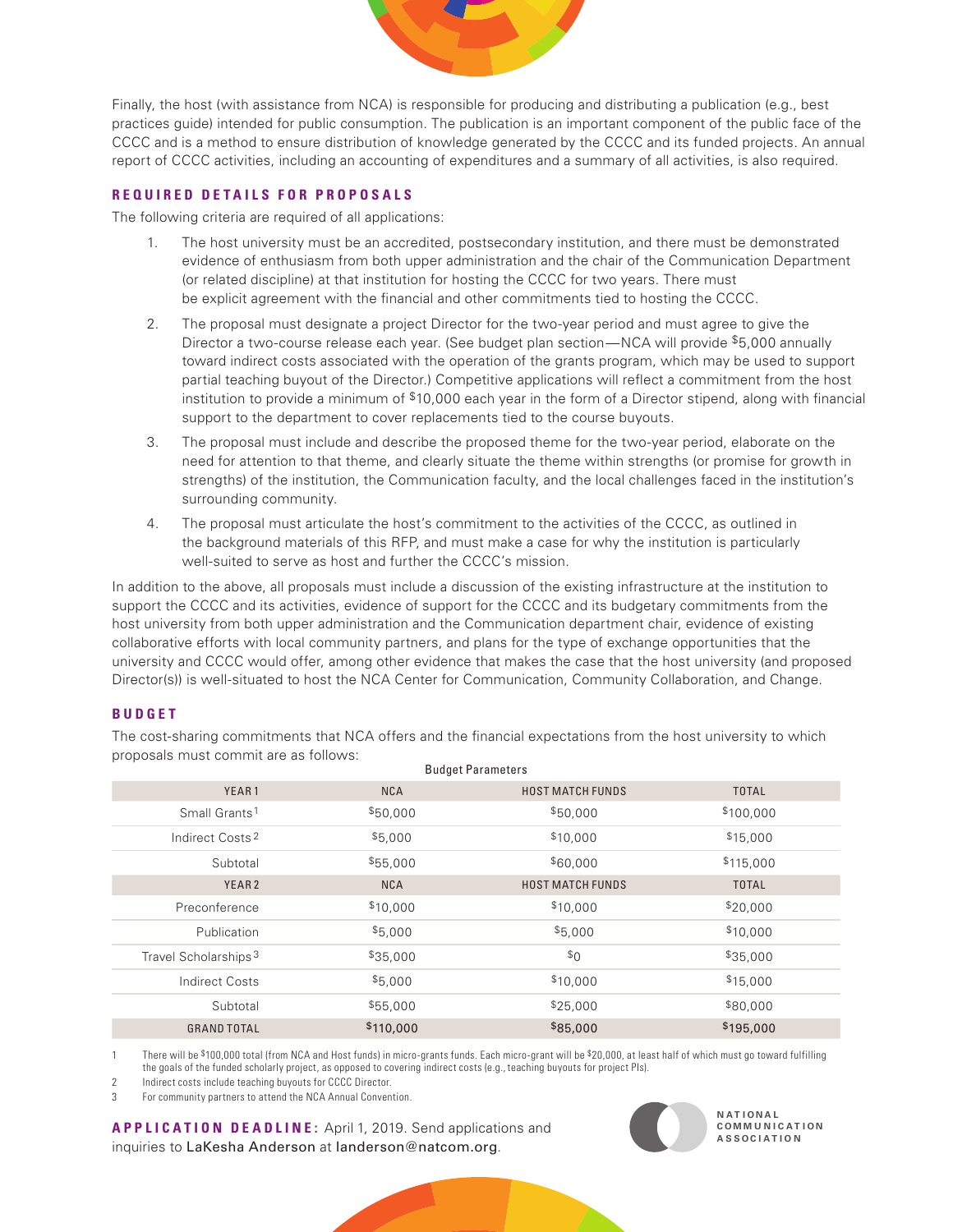Finally, the host (with assistance from NCA) is responsible for producing and distributing a publication (e.g., best practices guide) intended for public consumption. The publication is an important component of the public face of the CCCC and is a method to ensure distribution of knowledge generated by the CCCC and its funded projects. An annual report of CCCC activities, including an accounting of expenditures and a summary of all activities, is also required.

## REQUIRED DETAILS FOR PROPOSALS

The following criteria are required of all applications:

1. The host university must be an accredited, postsecondary institution, and there must be demonstrated evidence of enthusiasm from both upper administration and the chair of the Communication Department (or related discipline) at that institution for hosting the CCCC for two years. There must be explicit agreement with the financial and other commitments tied to hosting the CCCC.
2. The proposal must designate a project Director for the two-year period and must agree to give the Director a two-course release each year. (See budget plan section—NCA will provide $5,000 annually toward indirect costs associated with the operation of the grants program, which may be used to support partial teaching buyout of the Director.) Competitive applications will reflect a commitment from the host institution to provide a minimum of $10,000 each year in the form of a Director stipend, along with financial support to the department to cover replacements tied to the course buyouts.
3. The proposal must include and describe the proposed theme for the two-year period, elaborate on the need for attention to that theme, and clearly situate the theme within strengths (or promise for growth in strengths) of the institution, the Communication faculty, and the local challenges faced in the institution's surrounding community.
4. The proposal must articulate the host's commitment to the activities of the CCCC, as outlined in the background materials of this RFP, and must make a case for why the institution is particularly well-suited to serve as host and further the CCCC's mission.

In addition to the above, all proposals must include a discussion of the existing infrastructure at the institution to support the CCCC and its activities, evidence of support for the CCCC and its budgetary commitments from the host university from both upper administration and the Communication department chair, evidence of existing collaborative efforts with local community partners, and plans for the type of exchange opportunities that the university and CCCC would offer, among other evidence that makes the case that the host university (and proposed Director(s)) is well-situated to host the NCA Center for Communication, Community Collaboration, and Change.

## BUDGET

The cost-sharing commitments that NCA offers and the financial expectations from the host university to which proposals must commit are as follows:

Budget Parameters

| YEAR 1 | NCA | HOST MATCH FUNDS | TOTAL |
|---|---|---|---|
| Small Grants[1] | $50,000 | $50,000 | $100,000 |
| Indirect Costs[2] | $5,000 | $10,000 | $15,000 |
| Subtotal | $55,000 | $60,000 | $115,000 |
| YEAR 2 | NCA | HOST MATCH FUNDS | TOTAL |
| Preconference | $10,000 | $10,000 | $20,000 |
| Publication | $5,000 | $5,000 | $10,000 |
| Travel Scholarships[3] | $35,000 | $0 | $35,000 |
| Indirect Costs | $5,000 | $10,000 | $15,000 |
| Subtotal | $55,000 | $25,000 | $80,000 |
| GRAND TOTAL | $110,000 | $85,000 | $195,000 |

1 There will be $100,000 total (from NCA and Host funds) in micro-grants funds. Each micro-grant will be $20,000, at least half of which must go toward fulfilling the goals of the funded scholarly project, as opposed to covering indirect costs (e.g., teaching buyouts for project PIs).

2 Indirect costs include teaching buyouts for CCCC Director.

3 For community partners to attend the NCA Annual Convention.

**APPLICATION DEADLINE:** April 1, 2019. Send applications and inquiries to LaKesha Anderson at landerson@natcom.org.

NATIONAL COMMUNICATION ASSOCIATION